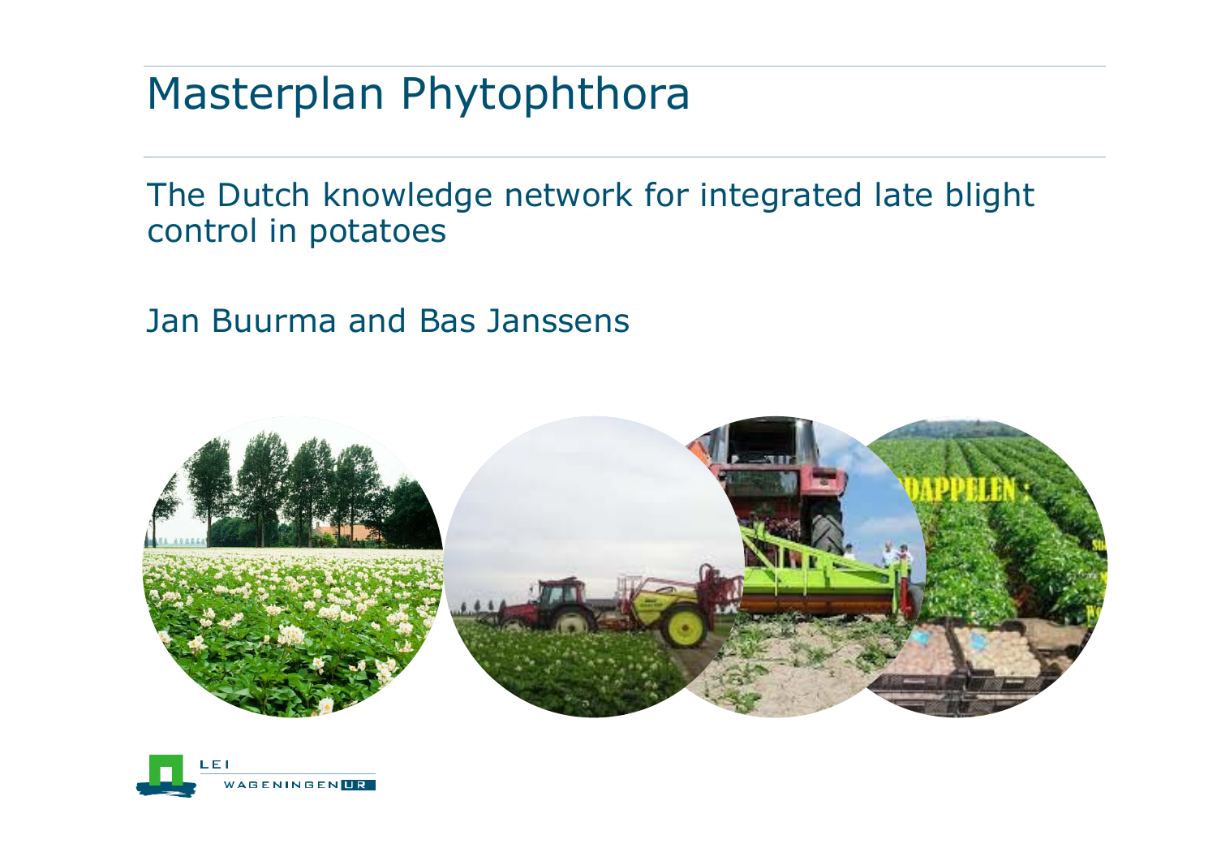# Masterplan Phytophthora

The Dutch knowledge network for integrated late blight control in potatoes

Jan Buurma and Bas Janssens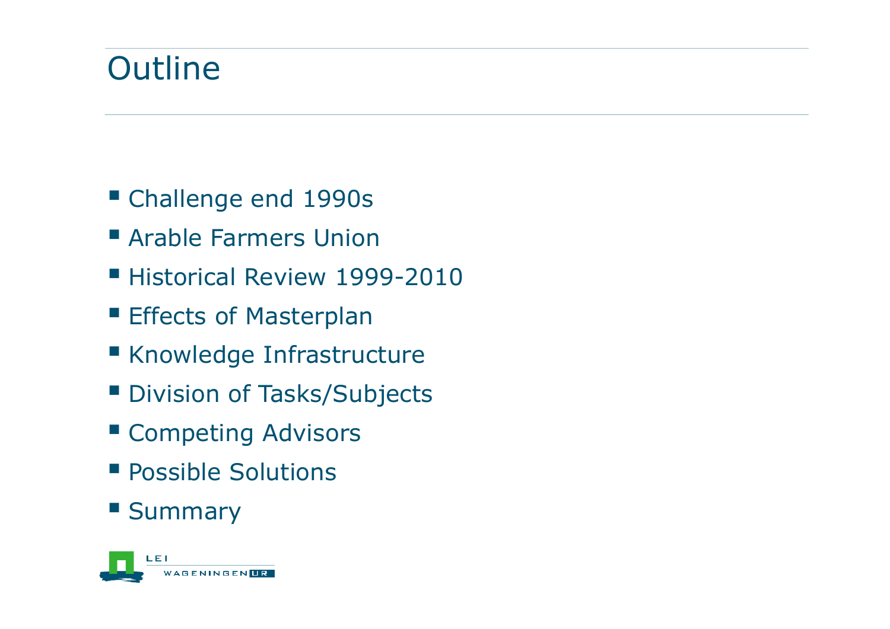# Outline

- Challenge end 1990s
- Arable Farmers Union
- Historical Review 1999-2010
- Effects of Masterplan
- Knowledge Infrastructure
- Division of Tasks/Subjects
- Competing Advisors
- Possible Solutions
- Summary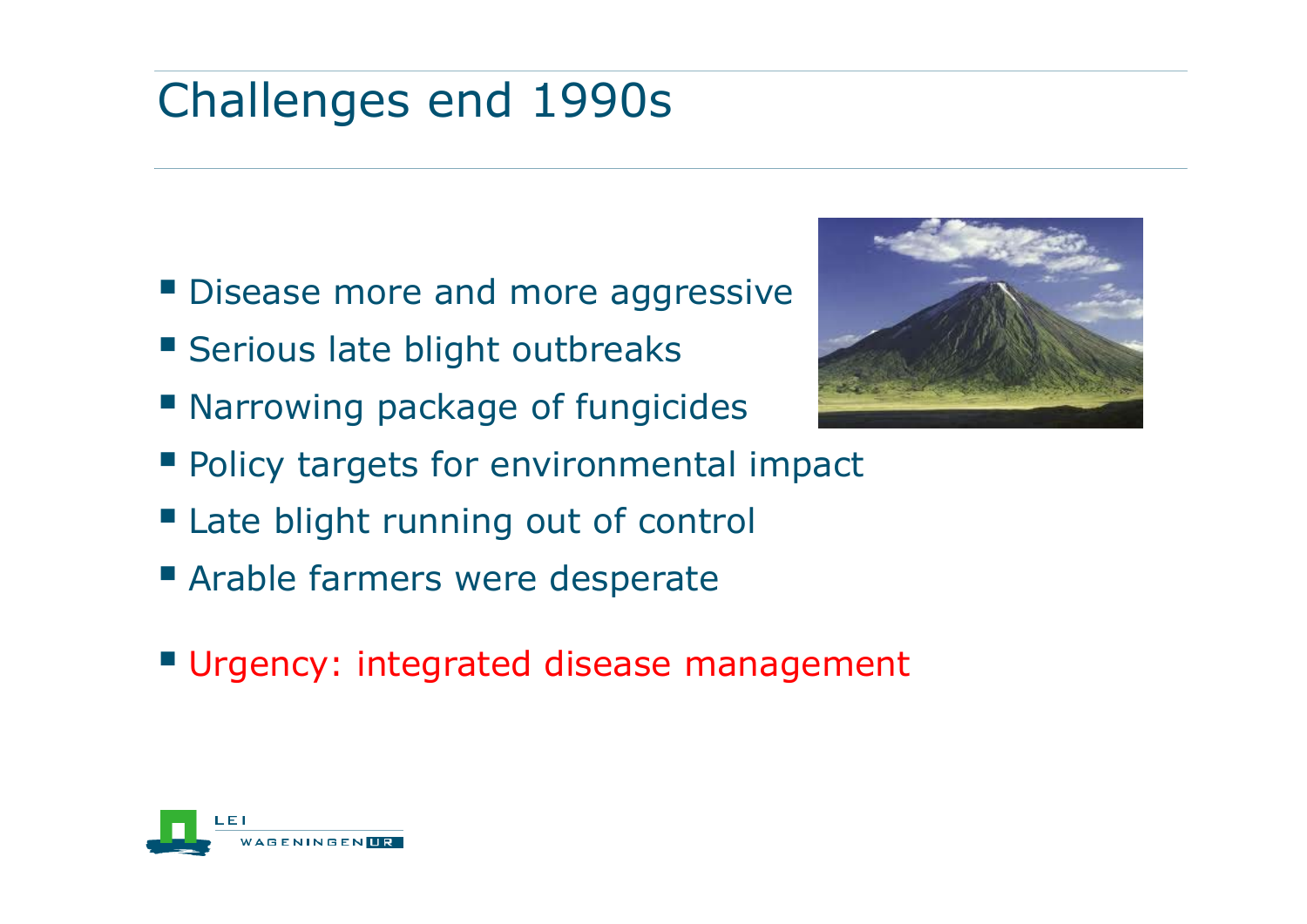# Challenges end 1990s

- Disease more and more aggressive
- Serious late blight outbreaks
- Narrowing package of fungicides
- Policy targets for environmental impact
- Late blight running out of control
- Arable farmers were desperate

- Urgency: integrated disease management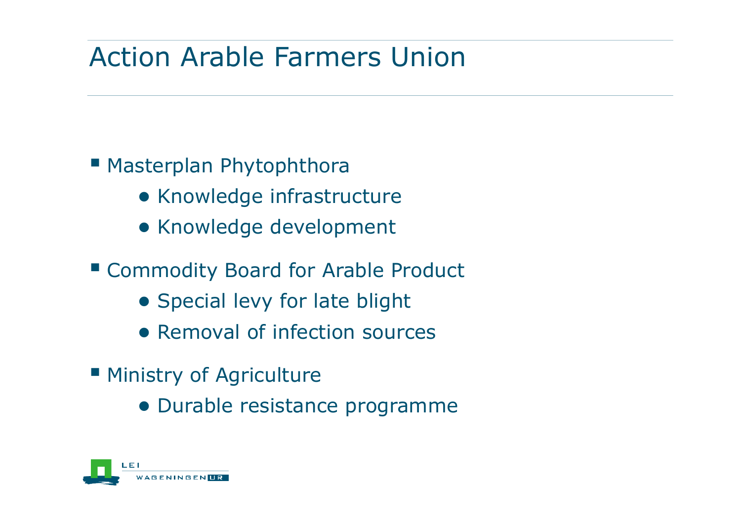# Action Arable Farmers Union

- Masterplan Phytophthora
  - Knowledge infrastructure
  - Knowledge development
- Commodity Board for Arable Product
  - Special levy for late blight
  - Removal of infection sources
- Ministry of Agriculture
  - Durable resistance programme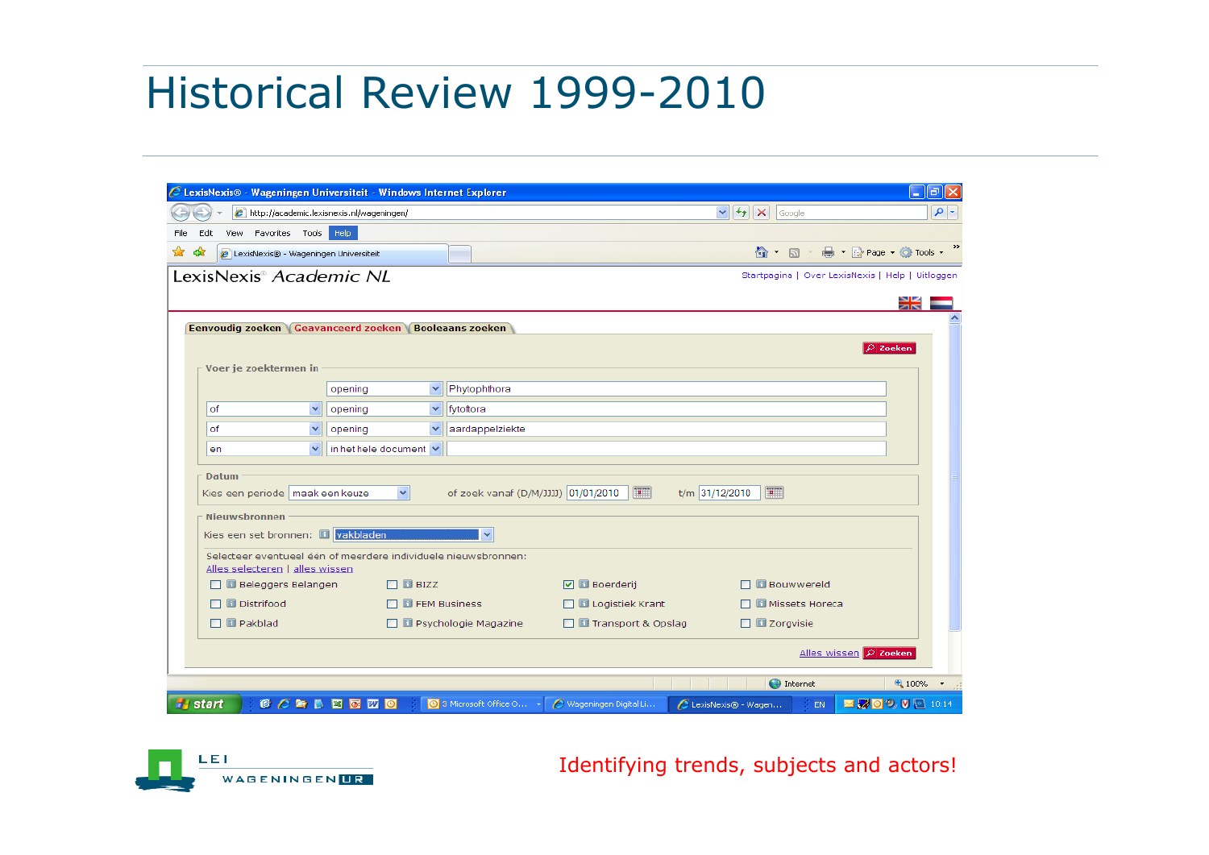# Historical Review 1999-2010

LexisNexis® - Wageningen Universiteit - Windows Internet Explorer

http://academic.lexisnexis.nl/wageningen/

LexisNexis® Academic NL

Startpagina | Over LexisNexis | Help | Uitloggen

Eenvoudig zoeken | Geavanceerd zoeken | Booleaans zoeken

Zoeken

**Voer je zoektermen in**

| | | |
|---|---|---|
| | opening | Phytophthora |
| of | opening | fytoftora |
| of | opening | aardappelziekte |
| en | in het hele document | |

**Datum**

Kies een periode: maak een keuze — of zoek vanaf (D/M/JJJJ) 01/01/2010 t/m 31/12/2010

**Nieuwsbronnen**

Kies een set bronnen: vakbladen

Selecteer eventueel één of meerdere individuele nieuwsbronnen:

Alles selecteren | alles wissen

| | | | |
|---|---|---|---|
| ☐ Beleggers Belangen | ☐ BIZZ | ☑ Boerderij | ☐ Bouwwereld |
| ☐ Distrifood | ☐ FEM Business | ☐ Logistiek Krant | ☐ Missets Horeca |
| ☐ Pakblad | ☐ Psychologie Magazine | ☐ Transport & Opslag | ☐ Zorgvisie |

Alles wissen | Zoeken

LEI WAGENINGEN UR

Identifying trends, subjects and actors!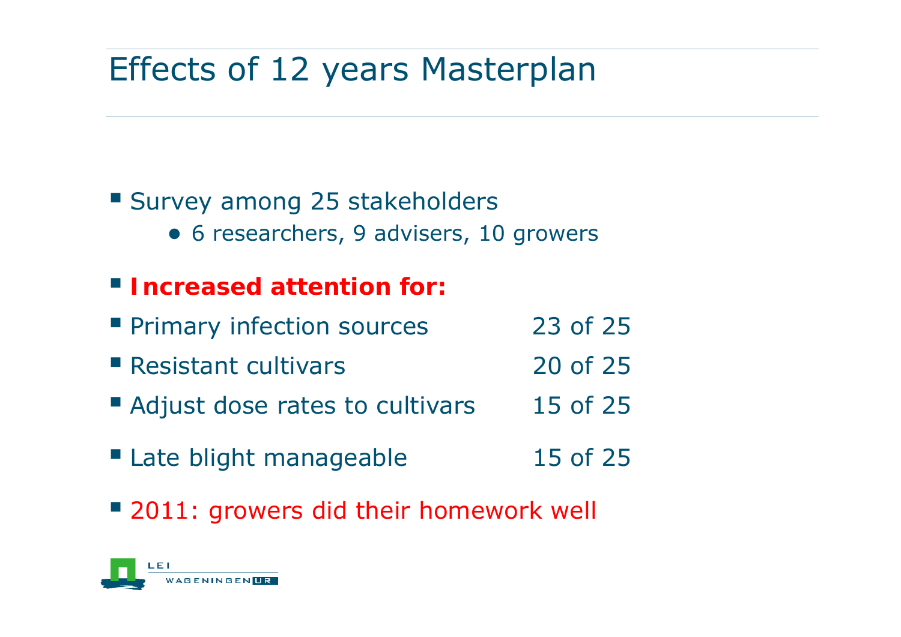# Effects of 12 years Masterplan

- Survey among 25 stakeholders
  - 6 researchers, 9 advisers, 10 growers

- **Increased attention for:**
- Primary infection sources 23 of 25
- Resistant cultivars 20 of 25
- Adjust dose rates to cultivars 15 of 25
- Late blight manageable 15 of 25
- 2011: growers did their homework well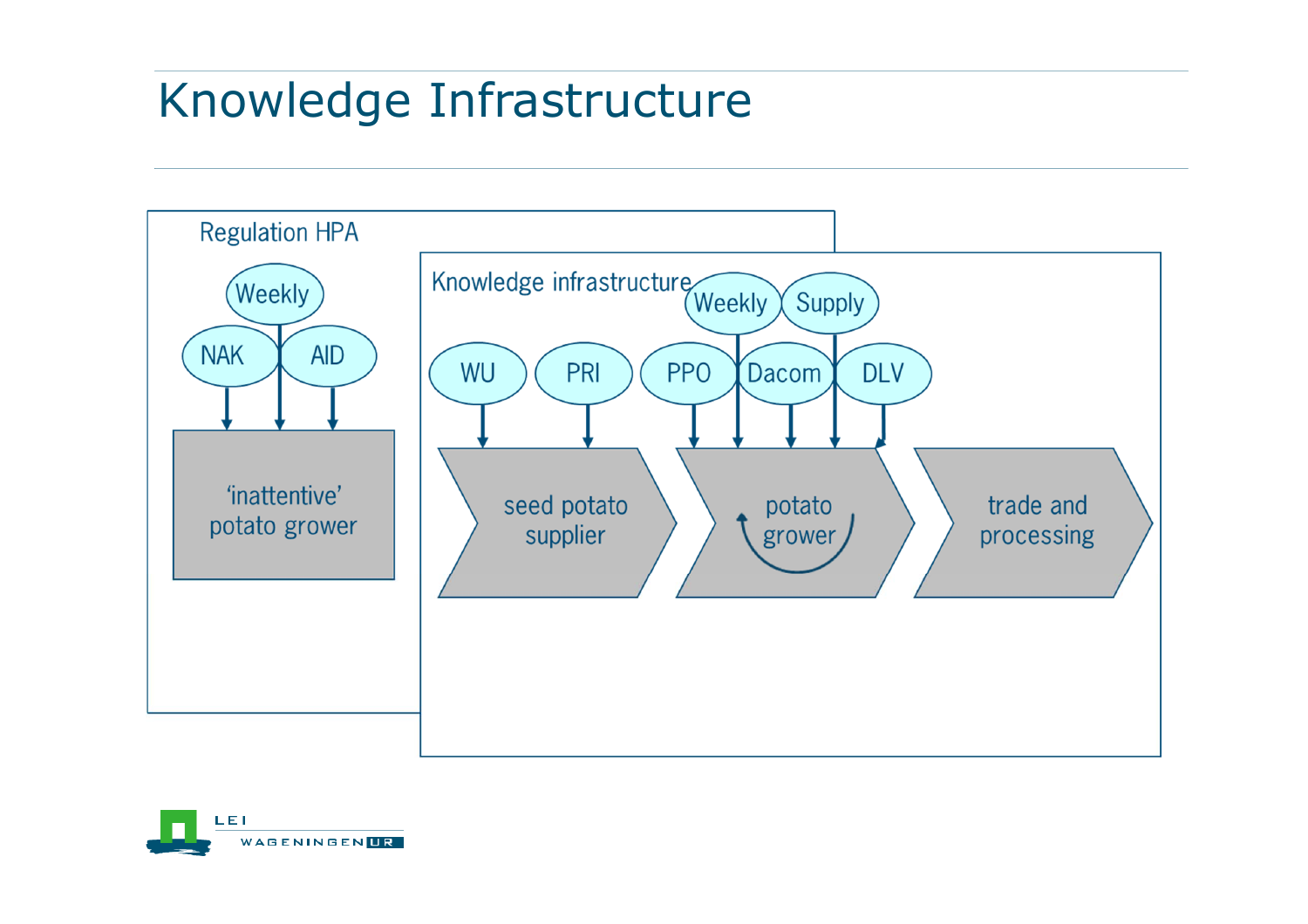# Knowledge Infrastructure

Regulation HPA

- Weekly
- NAK
- AID

→ 'inattentive' potato grower

Knowledge infrastructure

- WU
- PRI
- PPO
- Weekly
- Dacom
- Supply
- DLV

seed potato supplier → potato grower → trade and processing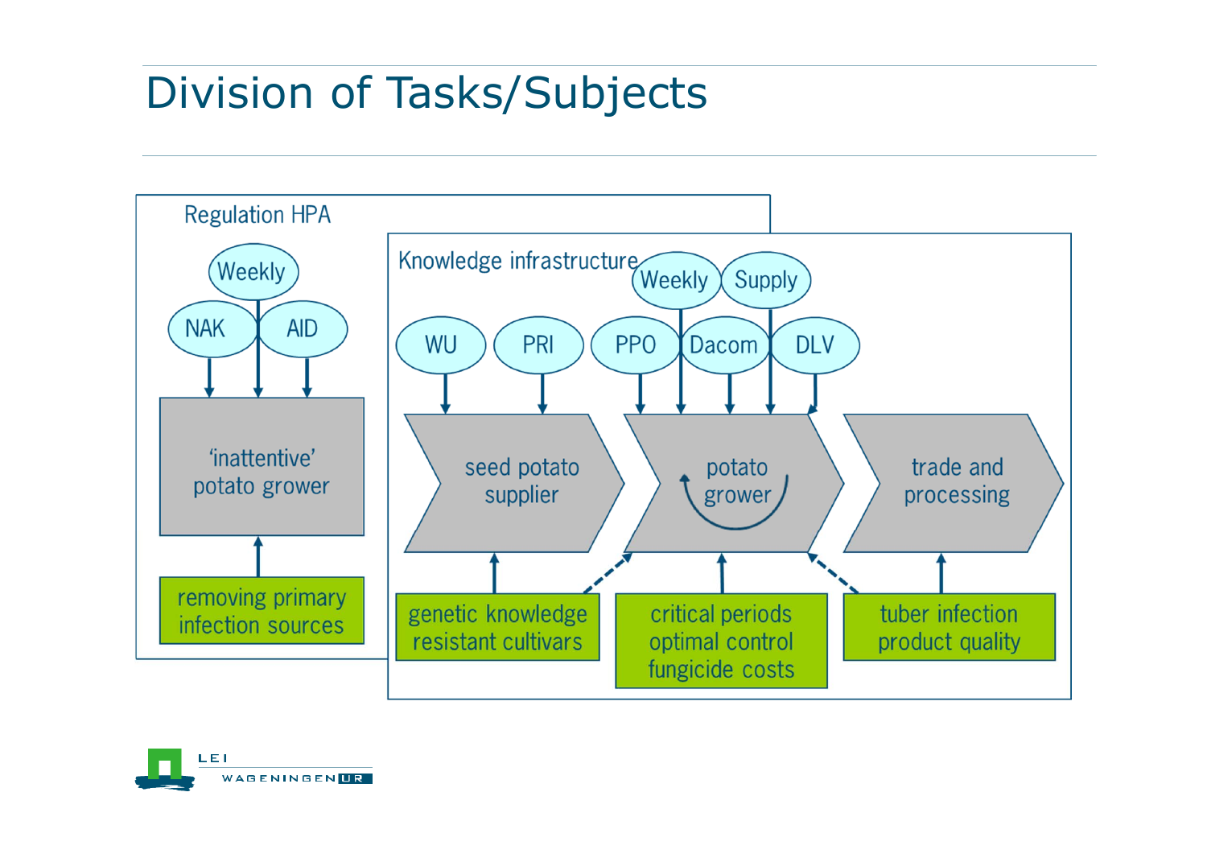# Division of Tasks/Subjects

Regulation HPA

Weekly

NAK

AID

'inattentive' potato grower

removing primary infection sources

Knowledge infrastructure

Weekly

Supply

WU

PRI

PPO

Dacom

DLV

seed potato supplier

potato grower

trade and processing

genetic knowledge resistant cultivars

critical periods optimal control fungicide costs

tuber infection product quality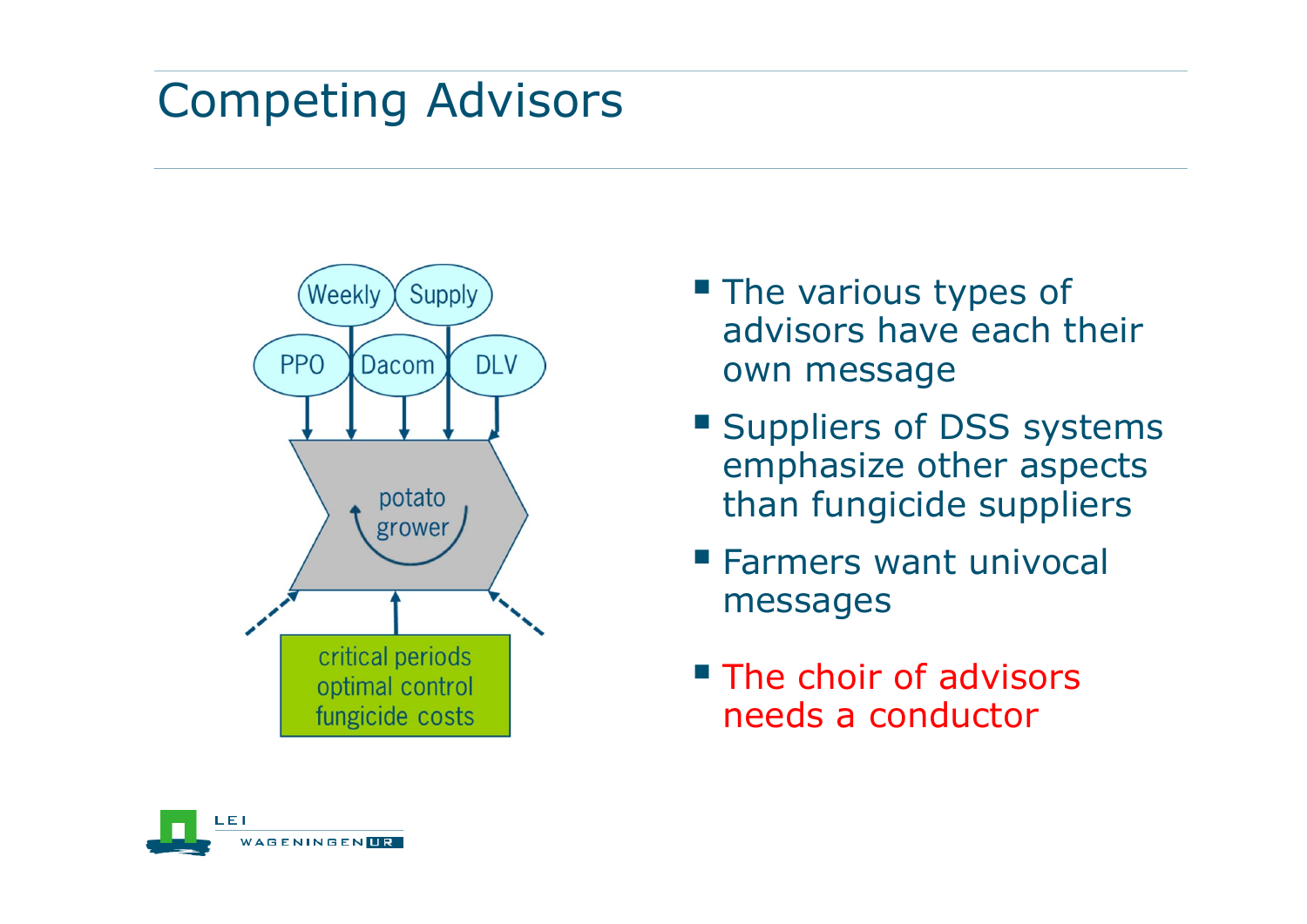# Competing Advisors

Weekly | Supply | PPO | Dacom | DLV

potato grower

critical periods
optimal control
fungicide costs

- The various types of advisors have each their own message
- Suppliers of DSS systems emphasize other aspects than fungicide suppliers
- Farmers want univocal messages
- The choir of advisors needs a conductor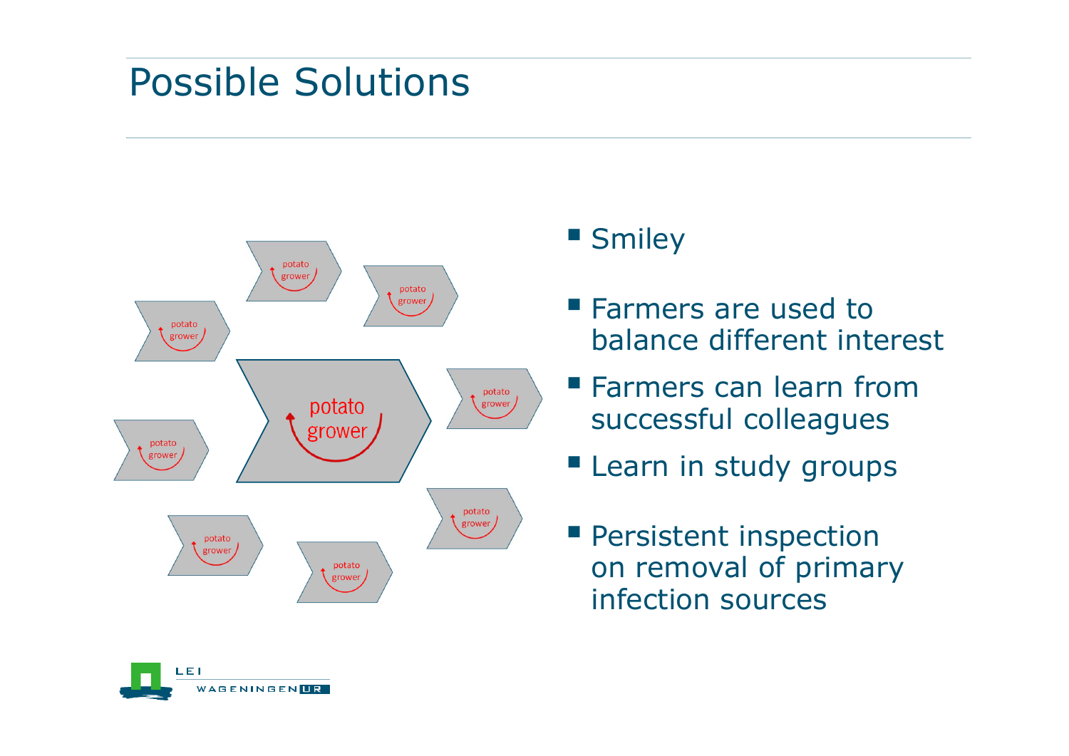# Possible Solutions

- Smiley
- Farmers are used to balance different interest
- Farmers can learn from successful colleagues
- Learn in study groups
- Persistent inspection on removal of primary infection sources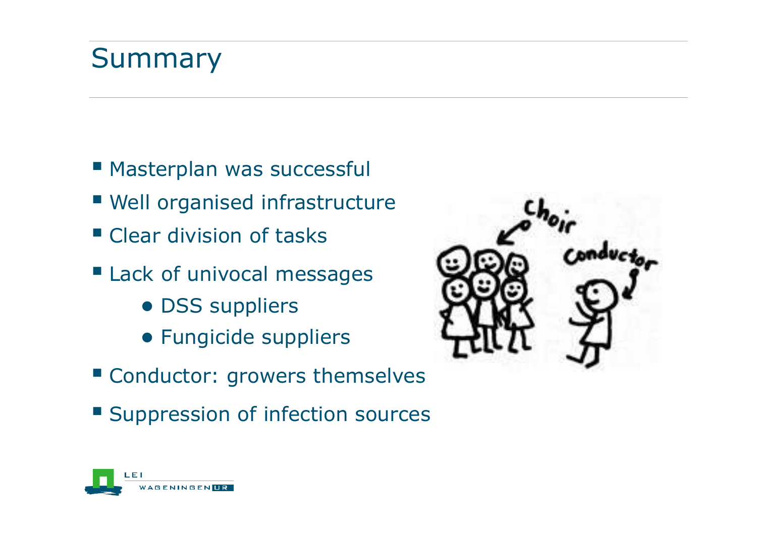# Summary

- Masterplan was successful
- Well organised infrastructure
- Clear division of tasks
- Lack of univocal messages
    - DSS suppliers
    - Fungicide suppliers
- Conductor: growers themselves
- Suppression of infection sources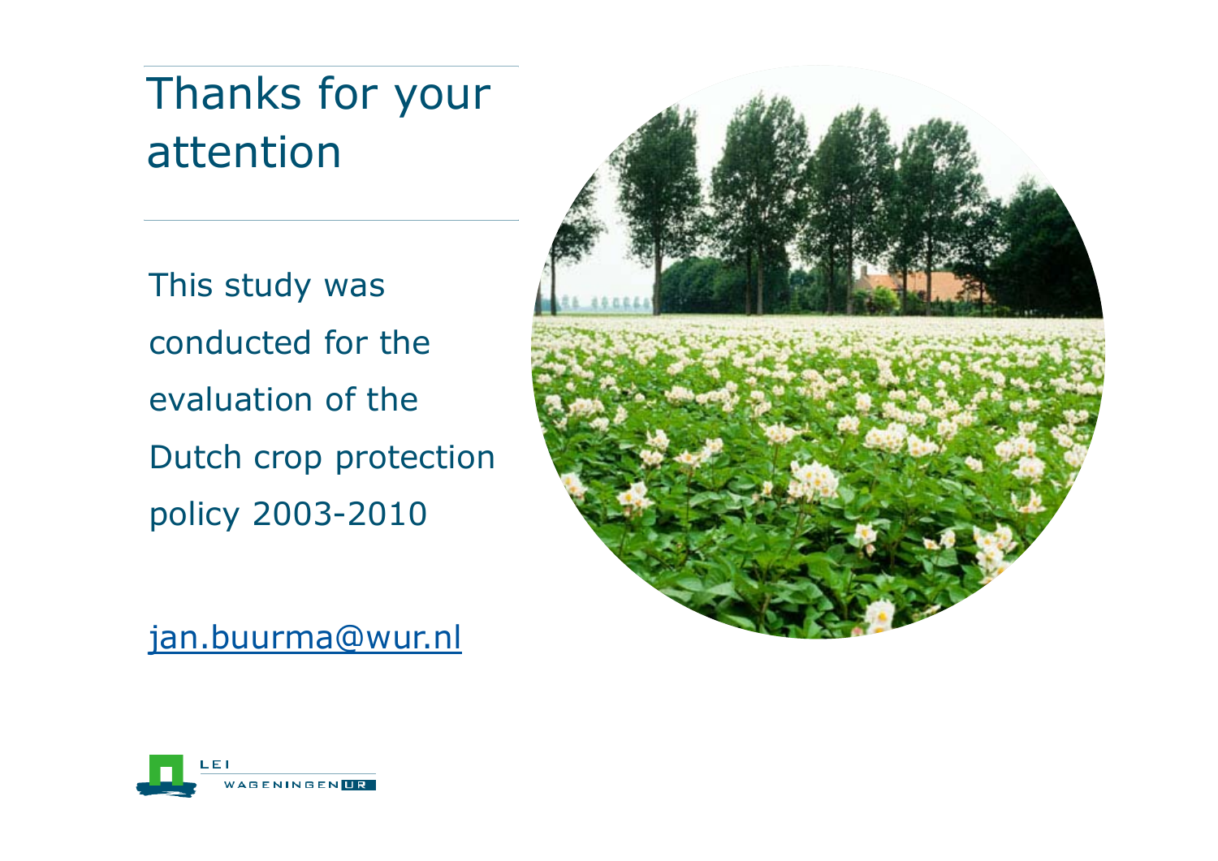# Thanks for your attention

This study was conducted for the evaluation of the Dutch crop protection policy 2003-2010

jan.buurma@wur.nl

LEI
WAGENINGEN UR